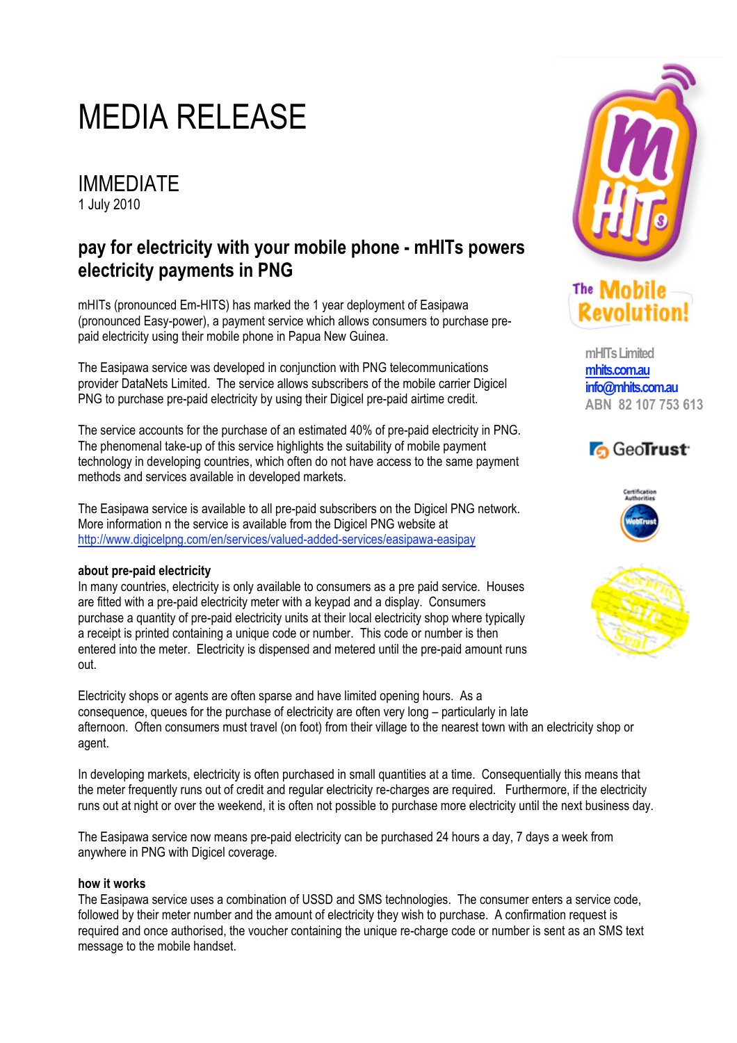# MEDIA RELEASE

## IMMEDIATE

1 July 2010

## pay for electricity with your mobile phone - mHITs powers electricity payments in PNG

mHITs (pronounced Em-HITS) has marked the 1 year deployment of Easipawa (pronounced Easy-power), a payment service which allows consumers to purchase pre-paid electricity using their mobile phone in Papua New Guinea.

The Easipawa service was developed in conjunction with PNG telecommunications provider DataNets Limited. The service allows subscribers of the mobile carrier Digicel PNG to purchase pre-paid electricity by using their Digicel pre-paid airtime credit.

The service accounts for the purchase of an estimated 40% of pre-paid electricity in PNG. The phenomenal take-up of this service highlights the suitability of mobile payment technology in developing countries, which often do not have access to the same payment methods and services available in developed markets.

The Easipawa service is available to all pre-paid subscribers on the Digicel PNG network. More information n the service is available from the Digicel PNG website at http://www.digicelpng.com/en/services/valued-added-services/easipawa-easipay

The Mobile Revolution!

mHITs Limited
mhits.com.au
info@mhits.com.au
ABN 82 107 753 613

**about pre-paid electricity**

In many countries, electricity is only available to consumers as a pre paid service. Houses are fitted with a pre-paid electricity meter with a keypad and a display. Consumers purchase a quantity of pre-paid electricity units at their local electricity shop where typically a receipt is printed containing a unique code or number. This code or number is then entered into the meter. Electricity is dispensed and metered until the pre-paid amount runs out.

Electricity shops or agents are often sparse and have limited opening hours. As a consequence, queues for the purchase of electricity are often very long – particularly in late afternoon. Often consumers must travel (on foot) from their village to the nearest town with an electricity shop or agent.

In developing markets, electricity is often purchased in small quantities at a time. Consequentially this means that the meter frequently runs out of credit and regular electricity re-charges are required. Furthermore, if the electricity runs out at night or over the weekend, it is often not possible to purchase more electricity until the next business day.

The Easipawa service now means pre-paid electricity can be purchased 24 hours a day, 7 days a week from anywhere in PNG with Digicel coverage.

**how it works**

The Easipawa service uses a combination of USSD and SMS technologies. The consumer enters a service code, followed by their meter number and the amount of electricity they wish to purchase. A confirmation request is required and once authorised, the voucher containing the unique re-charge code or number is sent as an SMS text message to the mobile handset.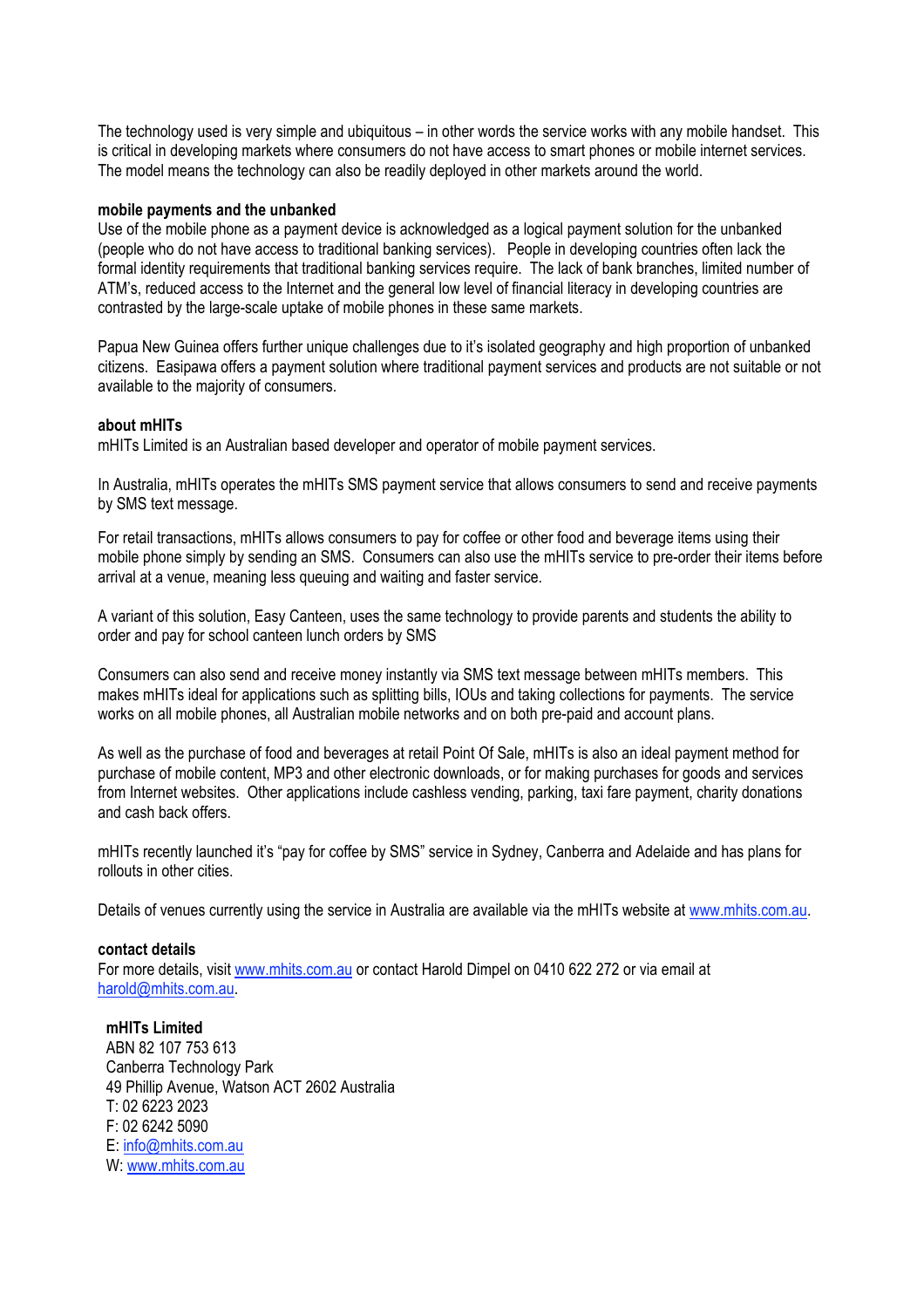The technology used is very simple and ubiquitous – in other words the service works with any mobile handset. This is critical in developing markets where consumers do not have access to smart phones or mobile internet services. The model means the technology can also be readily deployed in other markets around the world.

**mobile payments and the unbanked**

Use of the mobile phone as a payment device is acknowledged as a logical payment solution for the unbanked (people who do not have access to traditional banking services). People in developing countries often lack the formal identity requirements that traditional banking services require. The lack of bank branches, limited number of ATM's, reduced access to the Internet and the general low level of financial literacy in developing countries are contrasted by the large-scale uptake of mobile phones in these same markets.

Papua New Guinea offers further unique challenges due to it's isolated geography and high proportion of unbanked citizens. Easipawa offers a payment solution where traditional payment services and products are not suitable or not available to the majority of consumers.

**about mHITs**

mHITs Limited is an Australian based developer and operator of mobile payment services.

In Australia, mHITs operates the mHITs SMS payment service that allows consumers to send and receive payments by SMS text message.

For retail transactions, mHITs allows consumers to pay for coffee or other food and beverage items using their mobile phone simply by sending an SMS. Consumers can also use the mHITs service to pre-order their items before arrival at a venue, meaning less queuing and waiting and faster service.

A variant of this solution, Easy Canteen, uses the same technology to provide parents and students the ability to order and pay for school canteen lunch orders by SMS

Consumers can also send and receive money instantly via SMS text message between mHITs members. This makes mHITs ideal for applications such as splitting bills, IOUs and taking collections for payments. The service works on all mobile phones, all Australian mobile networks and on both pre-paid and account plans.

As well as the purchase of food and beverages at retail Point Of Sale, mHITs is also an ideal payment method for purchase of mobile content, MP3 and other electronic downloads, or for making purchases for goods and services from Internet websites. Other applications include cashless vending, parking, taxi fare payment, charity donations and cash back offers.

mHITs recently launched it's "pay for coffee by SMS" service in Sydney, Canberra and Adelaide and has plans for rollouts in other cities.

Details of venues currently using the service in Australia are available via the mHITs website at www.mhits.com.au.

**contact details**

For more details, visit www.mhits.com.au or contact Harold Dimpel on 0410 622 272 or via email at harold@mhits.com.au.

**mHITs Limited**
ABN 82 107 753 613
Canberra Technology Park
49 Phillip Avenue, Watson ACT 2602 Australia
T: 02 6223 2023
F: 02 6242 5090
E: info@mhits.com.au
W: www.mhits.com.au